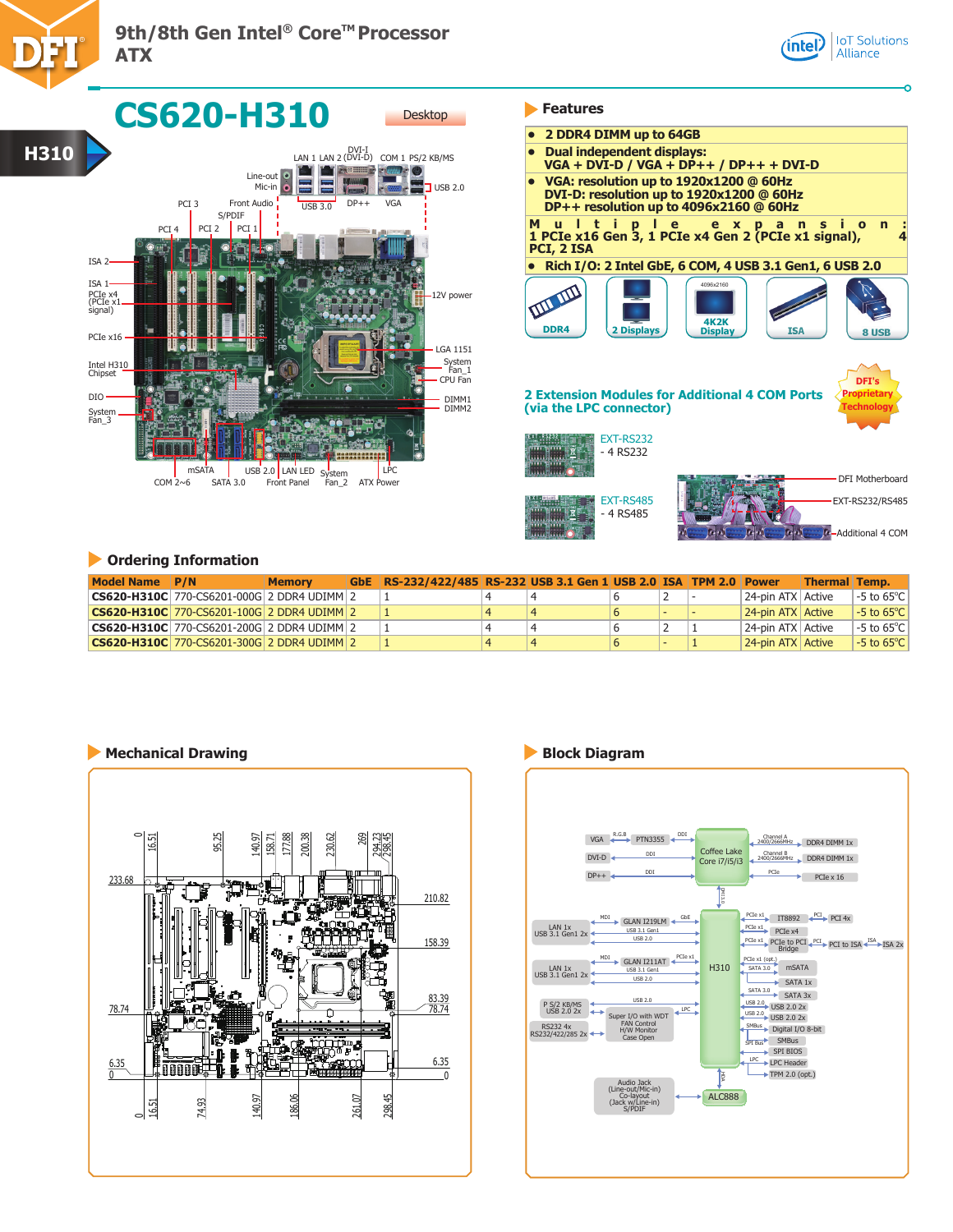# 9th/8th Gen Intel® Core™ Processor ATX

## CS620-H310

Desktop

H310

### Features

- 2 DDR4 DIMM up to 64GB
- Dual independent displays: VGA + DVI-D / VGA + DP++ / DP++ + DVI-D
- VGA: resolution up to 1920x1200 @ 60Hz
  DVI-D: resolution up to 1920x1200 @ 60Hz
  DP++ resolution up to 4096x2160 @ 60Hz
- Multiple expansion: 1 PCIe x16 Gen 3, 1 PCIe x4 Gen 2 (PCIe x1 signal), 4 PCI, 2 ISA
- Rich I/O: 2 Intel GbE, 6 COM, 4 USB 3.1 Gen1, 6 USB 2.0

DDR4 | 2 Displays | 4K2K Display | ISA | 8 USB

**2 Extension Modules for Additional 4 COM Ports (via the LPC connector)**

DFI's Proprietary Technology

EXT-RS232
- 4 RS232

EXT-RS485
- 4 RS485

DFI Motherboard / EXT-RS232/RS485 / Additional 4 COM

### Ordering Information

| Model Name | P/N | Memory | GbE | RS-232/422/485 | RS-232 | USB 3.1 Gen 1 | USB 2.0 | ISA | TPM 2.0 | Power | Thermal | Temp. |
|---|---|---|---|---|---|---|---|---|---|---|---|---|
| CS620-H310C | 770-CS6201-000G | 2 DDR4 UDIMM | 2 | 1 | 4 | 4 | 6 | 2 | - | 24-pin ATX | Active | -5 to 65°C |
| CS620-H310C | 770-CS6201-100G | 2 DDR4 UDIMM | 2 | 1 | 4 | 4 | 6 | - | - | 24-pin ATX | Active | -5 to 65°C |
| CS620-H310C | 770-CS6201-200G | 2 DDR4 UDIMM | 2 | 1 | 4 | 4 | 6 | 2 | 1 | 24-pin ATX | Active | -5 to 65°C |
| CS620-H310C | 770-CS6201-300G | 2 DDR4 UDIMM | 2 | 1 | 4 | 4 | 6 | - | 1 | 24-pin ATX | Active | -5 to 65°C |

### Mechanical Drawing

### Block Diagram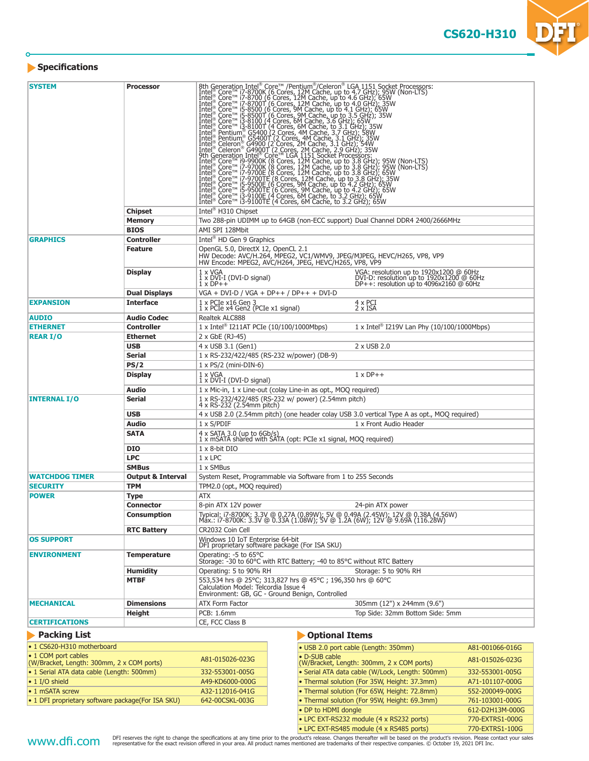## Specifications

| | | | |
|---|---|---|---|
| **SYSTEM** | **Processor** | 8th Generation Intel® Core™ /Pentium®/Celeron® LGA 1151 Socket Processors:<br>Intel® Core™ i7-8700K (6 Cores, 12M Cache, up to 4.7 GHz); 95W (Non-LTS)<br>Intel® Core™ i7-8700 (6 Cores, 12M Cache, up to 4.6 GHz); 65W<br>Intel® Core™ i7-8700T (6 Cores, 12M Cache, up to 4.0 GHz); 35W<br>Intel® Core™ i5-8500 (6 Cores, 9M Cache, up to 4.1 GHz); 65W<br>Intel® Core™ i5-8500T (6 Cores, 9M Cache, up to 3.5 GHz); 35W<br>Intel® Core™ i3-8100 (4 Cores, 6M Cache, 3.6 GHz); 65W<br>Intel® Core™ i3-8100T (4 Cores, 6M Cache, to 3.1 GHz); 35W<br>Intel® Pentium® G5400 (2 Cores, 4M Cache, 3.7 GHz); 58W<br>Intel® Pentium® G5400T (2 Cores, 4M Cache, 3.1 GHz); 35W<br>Intel® Celeron® G4900 (2 Cores, 2M Cache, 3.1 GHz); 54W<br>Intel® Celeron® G4900T (2 Cores, 2M Cache, 2.9 GHz); 35W<br>9th Generation Intel® Core™ LGA 1151 Socket Processors:<br>Intel® Core™ i9-9900K (8 Cores, 12M Cache, up to 3.8 GHz); 95W (Non-LTS)<br>Intel® Core™ i7-9700K (8 Cores, 12M Cache, up to 3.8 GHz); 95W (Non-LTS)<br>Intel® Core™ i7-9700E (8 Cores, 12M Cache, up to 3.8 GHz); 65W<br>Intel® Core™ i7-9700TE (8 Cores, 12M Cache, up to 3.8 GHz); 35W<br>Intel® Core™ i5-9500E (6 Cores, 9M Cache, up to 4.2 GHz); 65W<br>Intel® Core™ i5-9500TE (6 Cores, 9M Cache, up to 4.2 GHz); 65W<br>Intel® Core™ i3-9100E (4 Cores, 6M Cache, to 3.2 GHz); 65W<br>Intel® Core™ i3-9100TE (4 Cores, 6M Cache, to 3.2 GHz); 65W | |
| | **Chipset** | Intel® H310 Chipset | |
| | **Memory** | Two 288-pin UDIMM up to 64GB (non-ECC support) Dual Channel DDR4 2400/2666MHz | |
| | **BIOS** | AMI SPI 128Mbit | |
| **GRAPHICS** | **Controller** | Intel® HD Gen 9 Graphics | |
| | **Feature** | OpenGL 5.0, DirectX 12, OpenCL 2.1<br>HW Decode: AVC/H.264, MPEG2, VC1/WMV9, JPEG/MJPEG, HEVC/H265, VP8, VP9<br>HW Encode: MPEG2, AVC/H264, JPEG, HEVC/H265, VP8, VP9 | |
| | **Display** | 1 x VGA<br>1 x DVI-I (DVI-D signal)<br>1 x DP++ | VGA: resolution up to 1920x1200 @ 60Hz<br>DVI-D: resolution up to 1920x1200 @ 60Hz<br>DP++: resolution up to 4096x2160 @ 60Hz |
| | **Dual Displays** | VGA + DVI-D / VGA + DP++ / DP++ + DVI-D | |
| **EXPANSION** | **Interface** | 1 x PCIe x16 Gen 3<br>1 x PCIe x4 Gen2 (PCIe x1 signal) | 4 x PCI<br>2 x ISA |
| **AUDIO** | **Audio Codec** | Realtek ALC888 | |
| **ETHERNET** | **Controller** | 1 x Intel® I211AT PCIe (10/100/1000Mbps) | 1 x Intel® I219V Lan Phy (10/100/1000Mbps) |
| **REAR I/O** | **Ethernet** | 2 x GbE (RJ-45) | |
| | **USB** | 4 x USB 3.1 (Gen1) | 2 x USB 2.0 |
| | **Serial** | 1 x RS-232/422/485 (RS-232 w/power) (DB-9) | |
| | **PS/2** | 1 x PS/2 (mini-DIN-6) | |
| | **Display** | 1 x VGA<br>1 x DVI-I (DVI-D signal) | 1 x DP++ |
| | **Audio** | 1 x Mic-in, 1 x Line-out (colay Line-in as opt., MOQ required) | |
| **INTERNAL I/O** | **Serial** | 1 x RS-232/422/485 (RS-232 w/ power) (2.54mm pitch)<br>4 x RS-232 (2.54mm pitch) | |
| | **USB** | 4 x USB 2.0 (2.54mm pitch) (one header colay USB 3.0 vertical Type A as opt., MOQ required) | |
| | **Audio** | 1 x S/PDIF | 1 x Front Audio Header |
| | **SATA** | 4 x SATA 3.0 (up to 6Gb/s)<br>1 x mSATA shared with SATA (opt: PCIe x1 signal, MOQ required) | |
| | **DIO** | 1 x 8-bit DIO | |
| | **LPC** | 1 x LPC | |
| | **SMBus** | 1 x SMBus | |
| **WATCHDOG TIMER** | **Output & Interval** | System Reset, Programmable via Software from 1 to 255 Seconds | |
| **SECURITY** | **TPM** | TPM2.0 (opt., MOQ required) | |
| **POWER** | **Type** | ATX | |
| | **Connector** | 8-pin ATX 12V power | 24-pin ATX power |
| | **Consumption** | Typical: i7-8700K: 3.3V @ 0.27A (0.89W); 5V @ 0.49A (2.45W); 12V @ 0.38A (4.56W)<br>Max.: i7-8700K: 3.3V @ 0.33A (1.08W); 5V @ 1.2A (6W); 12V @ 9.69A (116.28W) | |
| | **RTC Battery** | CR2032 Coin Cell | |
| **OS SUPPORT** | | Windows 10 IoT Enterprise 64-bit<br>DFI proprietary software package (For ISA SKU) | |
| **ENVIRONMENT** | **Temperature** | Operating: -5 to 65°C<br>Storage: -30 to 60°C with RTC Battery; -40 to 85°C without RTC Battery | |
| | **Humidity** | Operating: 5 to 90% RH | Storage: 5 to 90% RH |
| | **MTBF** | 553,534 hrs @ 25°C; 313,827 hrs @ 45°C ; 196,350 hrs @ 60°C<br>Calculation Model: Telcordia Issue 4<br>Environment: GB, GC - Ground Benign, Controlled | |
| **MECHANICAL** | **Dimensions** | ATX Form Factor | 305mm (12") x 244mm (9.6") |
| | **Height** | PCB: 1.6mm | Top Side: 32mm Bottom Side: 5mm |
| **CERTIFICATIONS** | | CE, FCC Class B | |

## Packing List

| | |
|---|---|
| • 1 CS620-H310 motherboard | |
| • 1 COM port cables<br>(W/Bracket, Length: 300mm, 2 x COM ports) | A81-015026-023G |
| • 1 Serial ATA data cable (Length: 500mm) | 332-553001-005G |
| • 1 I/O shield | A49-KD6000-000G |
| • 1 mSATA screw | A32-112016-041G |
| • 1 DFI proprietary software package(For ISA SKU) | 642-00CSKL-003G |

## Optional Items

| | |
|---|---|
| • USB 2.0 port cable (Length: 350mm) | A81-001066-016G |
| • D-SUB cable<br>(W/Bracket, Length: 300mm, 2 x COM ports) | A81-015026-023G |
| • Serial ATA data cable (W/Lock, Length: 500mm) | 332-553001-005G |
| • Thermal solution (For 35W, Height: 37.3mm) | A71-101107-000G |
| • Thermal solution (For 65W, Height: 72.8mm) | 552-200049-000G |
| • Thermal solution (For 95W, Height: 69.3mm) | 761-103001-000G |
| • DP to HDMI dongle | 612-D2H13M-000G |
| • LPC EXT-RS232 module (4 x RS232 ports) | 770-EXTRS1-000G |
| • LPC EXT-RS485 module (4 x RS485 ports) | 770-EXTRS1-100G |

www.dfi.com

DFI reserves the right to change the specifications at any time prior to the product's release. Changes thereafter will be based on the product's revision. Please contact your sales representative for the exact revision offered in your area. All product names mentioned are trademarks of their respective companies. © October 19, 2021 DFI Inc.